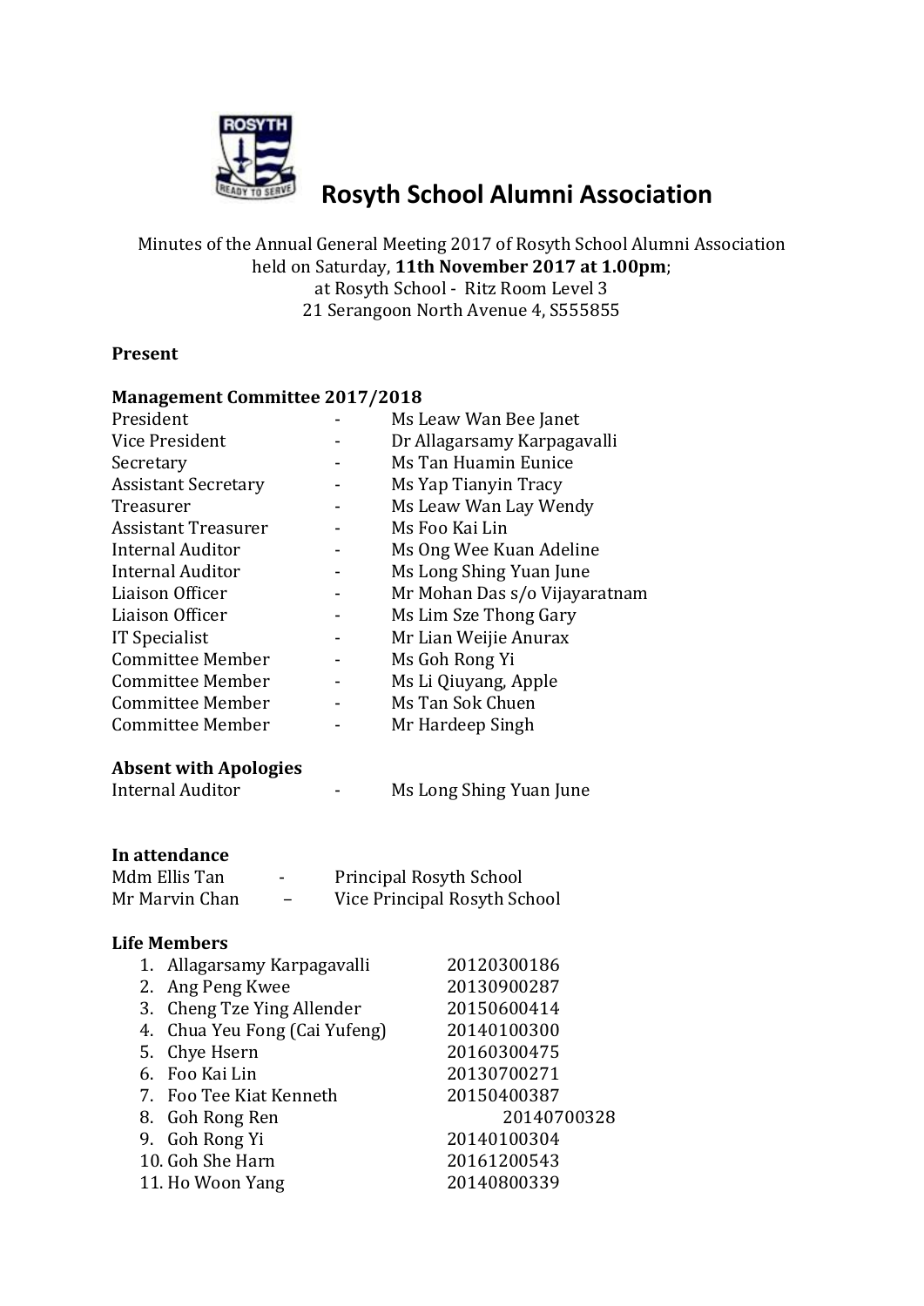# Rosyth School Alumni Association

Minutes of the Annual General Meeting 2017 of Rosyth School Alumni Association held on Saturday, **11th November 2017 at 1.00pm**; at Rosyth School - Ritz Room Level 3
21 Serangoon North Avenue 4, S555855

**Present**

**Management Committee 2017/2018**

| | | |
|---|---|---|
| President | - | Ms Leaw Wan Bee Janet |
| Vice President | - | Dr Allagarsamy Karpagavalli |
| Secretary | - | Ms Tan Huamin Eunice |
| Assistant Secretary | - | Ms Yap Tianyin Tracy |
| Treasurer | - | Ms Leaw Wan Lay Wendy |
| Assistant Treasurer | - | Ms Foo Kai Lin |
| Internal Auditor | - | Ms Ong Wee Kuan Adeline |
| Internal Auditor | - | Ms Long Shing Yuan June |
| Liaison Officer | - | Mr Mohan Das s/o Vijayaratnam |
| Liaison Officer | - | Ms Lim Sze Thong Gary |
| IT Specialist | - | Mr Lian Weijie Anurax |
| Committee Member | - | Ms Goh Rong Yi |
| Committee Member | - | Ms Li Qiuyang, Apple |
| Committee Member | - | Ms Tan Sok Chuen |
| Committee Member | - | Mr Hardeep Singh |

**Absent with Apologies**

| | | |
|---|---|---|
| Internal Auditor | - | Ms Long Shing Yuan June |

**In attendance**

| | | |
|---|---|---|
| Mdm Ellis Tan | - | Principal Rosyth School |
| Mr Marvin Chan | – | Vice Principal Rosyth School |

**Life Members**

1. Allagarsamy Karpagavalli 20120300186
2. Ang Peng Kwee 20130900287
3. Cheng Tze Ying Allender 20150600414
4. Chua Yeu Fong (Cai Yufeng) 20140100300
5. Chye Hsern 20160300475
6. Foo Kai Lin 20130700271
7. Foo Tee Kiat Kenneth 20150400387
8. Goh Rong Ren 20140700328
9. Goh Rong Yi 20140100304
10. Goh She Harn 20161200543
11. Ho Woon Yang 20140800339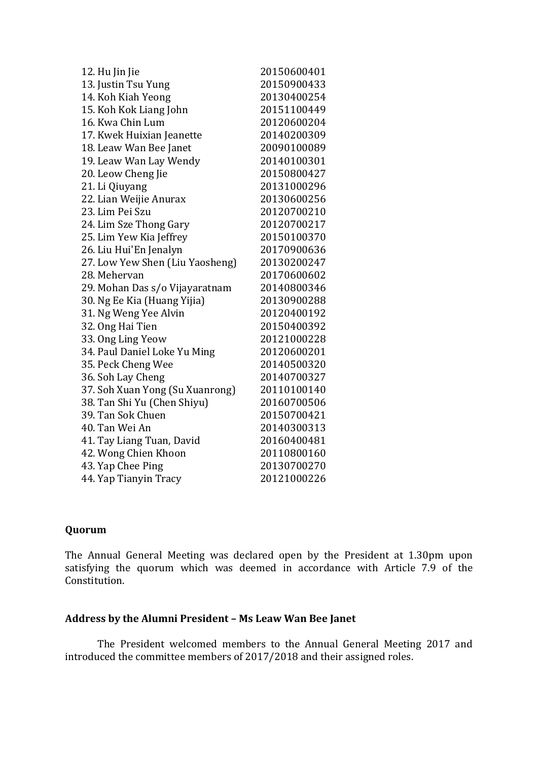12. Hu Jin Jie 20150600401
13. Justin Tsu Yung 20150900433
14. Koh Kiah Yeong 20130400254
15. Koh Kok Liang John 20151100449
16. Kwa Chin Lum 20120600204
17. Kwek Huixian Jeanette 20140200309
18. Leaw Wan Bee Janet 20090100089
19. Leaw Wan Lay Wendy 20140100301
20. Leow Cheng Jie 20150800427
21. Li Qiuyang 20131000296
22. Lian Weijie Anurax 20130600256
23. Lim Pei Szu 20120700210
24. Lim Sze Thong Gary 20120700217
25. Lim Yew Kia Jeffrey 20150100370
26. Liu Hui'En Jenalyn 20170900636
27. Low Yew Shen (Liu Yaosheng) 20130200247
28. Mehervan 20170600602
29. Mohan Das s/o Vijayaratnam 20140800346
30. Ng Ee Kia (Huang Yijia) 20130900288
31. Ng Weng Yee Alvin 20120400192
32. Ong Hai Tien 20150400392
33. Ong Ling Yeow 20121000228
34. Paul Daniel Loke Yu Ming 20120600201
35. Peck Cheng Wee 20140500320
36. Soh Lay Cheng 20140700327
37. Soh Xuan Yong (Su Xuanrong) 20110100140
38. Tan Shi Yu (Chen Shiyu) 20160700506
39. Tan Sok Chuen 20150700421
40. Tan Wei An 20140300313
41. Tay Liang Tuan, David 20160400481
42. Wong Chien Khoon 20110800160
43. Yap Chee Ping 20130700270
44. Yap Tianyin Tracy 20121000226

**Quorum**

The Annual General Meeting was declared open by the President at 1.30pm upon satisfying the quorum which was deemed in accordance with Article 7.9 of the Constitution.

**Address by the Alumni President – Ms Leaw Wan Bee Janet**

The President welcomed members to the Annual General Meeting 2017 and introduced the committee members of 2017/2018 and their assigned roles.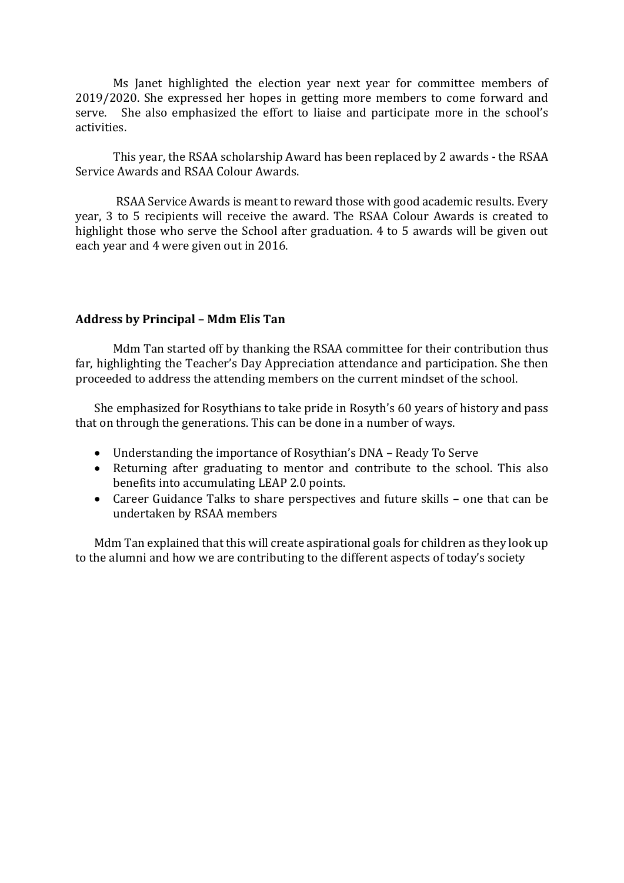Ms Janet highlighted the election year next year for committee members of 2019/2020. She expressed her hopes in getting more members to come forward and serve. She also emphasized the effort to liaise and participate more in the school's activities.

This year, the RSAA scholarship Award has been replaced by 2 awards - the RSAA Service Awards and RSAA Colour Awards.

RSAA Service Awards is meant to reward those with good academic results. Every year, 3 to 5 recipients will receive the award. The RSAA Colour Awards is created to highlight those who serve the School after graduation. 4 to 5 awards will be given out each year and 4 were given out in 2016.

**Address by Principal – Mdm Elis Tan**

Mdm Tan started off by thanking the RSAA committee for their contribution thus far, highlighting the Teacher's Day Appreciation attendance and participation. She then proceeded to address the attending members on the current mindset of the school.

She emphasized for Rosythians to take pride in Rosyth's 60 years of history and pass that on through the generations. This can be done in a number of ways.

- Understanding the importance of Rosythian's DNA – Ready To Serve
- Returning after graduating to mentor and contribute to the school. This also benefits into accumulating LEAP 2.0 points.
- Career Guidance Talks to share perspectives and future skills – one that can be undertaken by RSAA members

Mdm Tan explained that this will create aspirational goals for children as they look up to the alumni and how we are contributing to the different aspects of today's society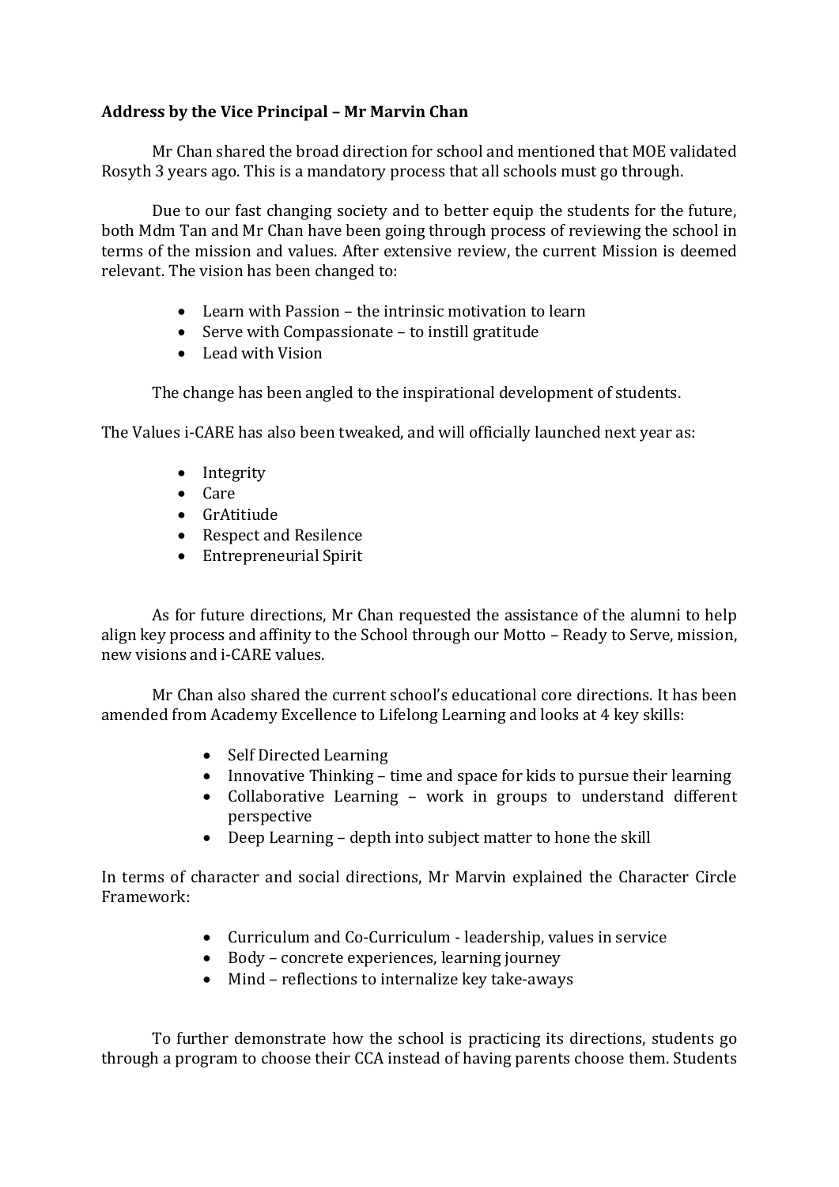**Address by the Vice Principal – Mr Marvin Chan**

Mr Chan shared the broad direction for school and mentioned that MOE validated Rosyth 3 years ago. This is a mandatory process that all schools must go through.

Due to our fast changing society and to better equip the students for the future, both Mdm Tan and Mr Chan have been going through process of reviewing the school in terms of the mission and values. After extensive review, the current Mission is deemed relevant. The vision has been changed to:

- Learn with Passion – the intrinsic motivation to learn
- Serve with Compassionate – to instill gratitude
- Lead with Vision

The change has been angled to the inspirational development of students.

The Values i-CARE has also been tweaked, and will officially launched next year as:

- Integrity
- Care
- GrAtitiude
- Respect and Resilence
- Entrepreneurial Spirit

As for future directions, Mr Chan requested the assistance of the alumni to help align key process and affinity to the School through our Motto – Ready to Serve, mission, new visions and i-CARE values.

Mr Chan also shared the current school's educational core directions. It has been amended from Academy Excellence to Lifelong Learning and looks at 4 key skills:

- Self Directed Learning
- Innovative Thinking – time and space for kids to pursue their learning
- Collaborative Learning – work in groups to understand different perspective
- Deep Learning – depth into subject matter to hone the skill

In terms of character and social directions, Mr Marvin explained the Character Circle Framework:

- Curriculum and Co-Curriculum - leadership, values in service
- Body – concrete experiences, learning journey
- Mind – reflections to internalize key take-aways

To further demonstrate how the school is practicing its directions, students go through a program to choose their CCA instead of having parents choose them. Students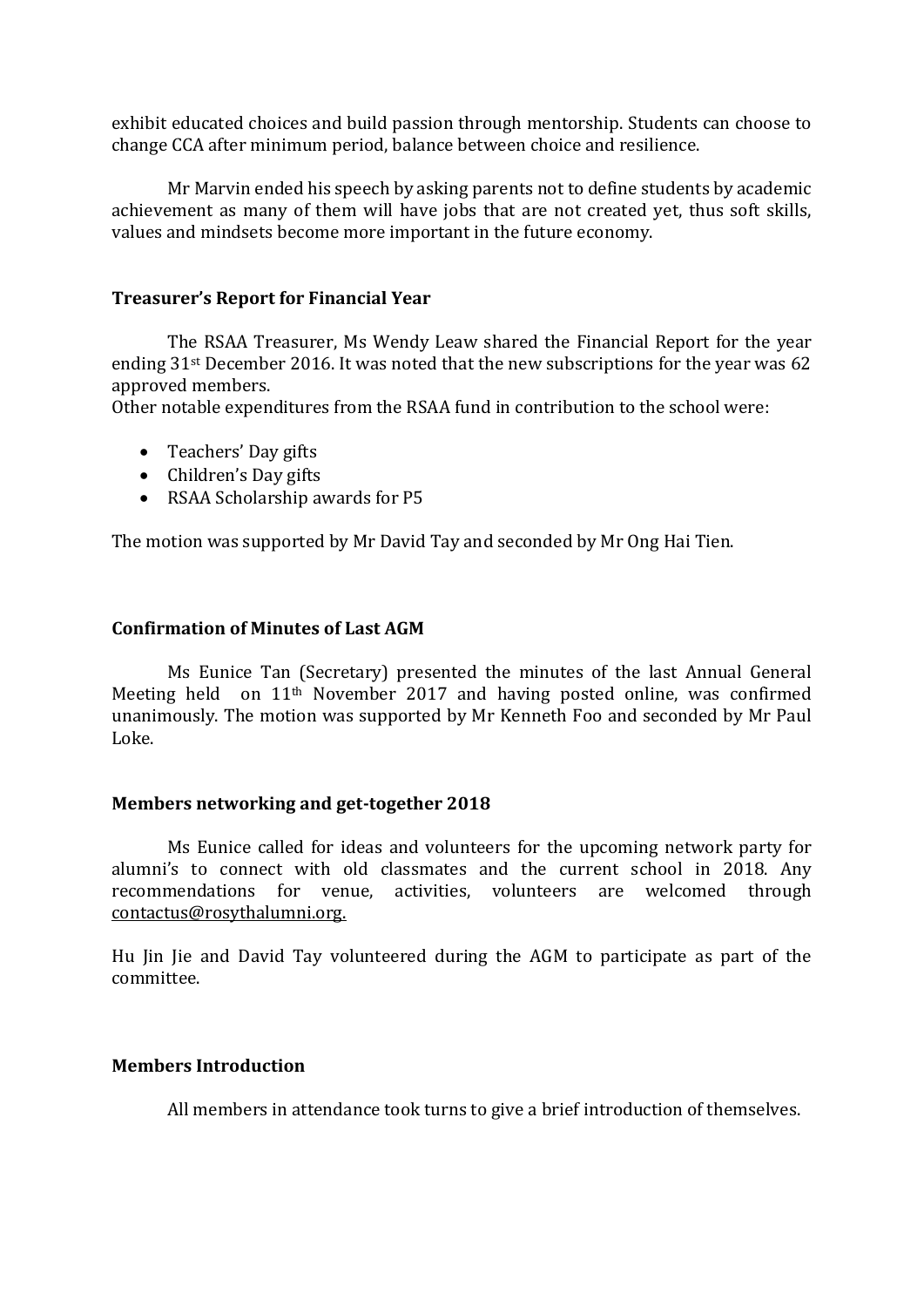exhibit educated choices and build passion through mentorship. Students can choose to change CCA after minimum period, balance between choice and resilience.

Mr Marvin ended his speech by asking parents not to define students by academic achievement as many of them will have jobs that are not created yet, thus soft skills, values and mindsets become more important in the future economy.

### Treasurer's Report for Financial Year

The RSAA Treasurer, Ms Wendy Leaw shared the Financial Report for the year ending 31st December 2016. It was noted that the new subscriptions for the year was 62 approved members.
Other notable expenditures from the RSAA fund in contribution to the school were:

- Teachers' Day gifts
- Children's Day gifts
- RSAA Scholarship awards for P5

The motion was supported by Mr David Tay and seconded by Mr Ong Hai Tien.

### Confirmation of Minutes of Last AGM

Ms Eunice Tan (Secretary) presented the minutes of the last Annual General Meeting held on 11th November 2017 and having posted online, was confirmed unanimously. The motion was supported by Mr Kenneth Foo and seconded by Mr Paul Loke.

### Members networking and get-together 2018

Ms Eunice called for ideas and volunteers for the upcoming network party for alumni's to connect with old classmates and the current school in 2018. Any recommendations for venue, activities, volunteers are welcomed through contactus@rosythalumni.org.

Hu Jin Jie and David Tay volunteered during the AGM to participate as part of the committee.

### Members Introduction

All members in attendance took turns to give a brief introduction of themselves.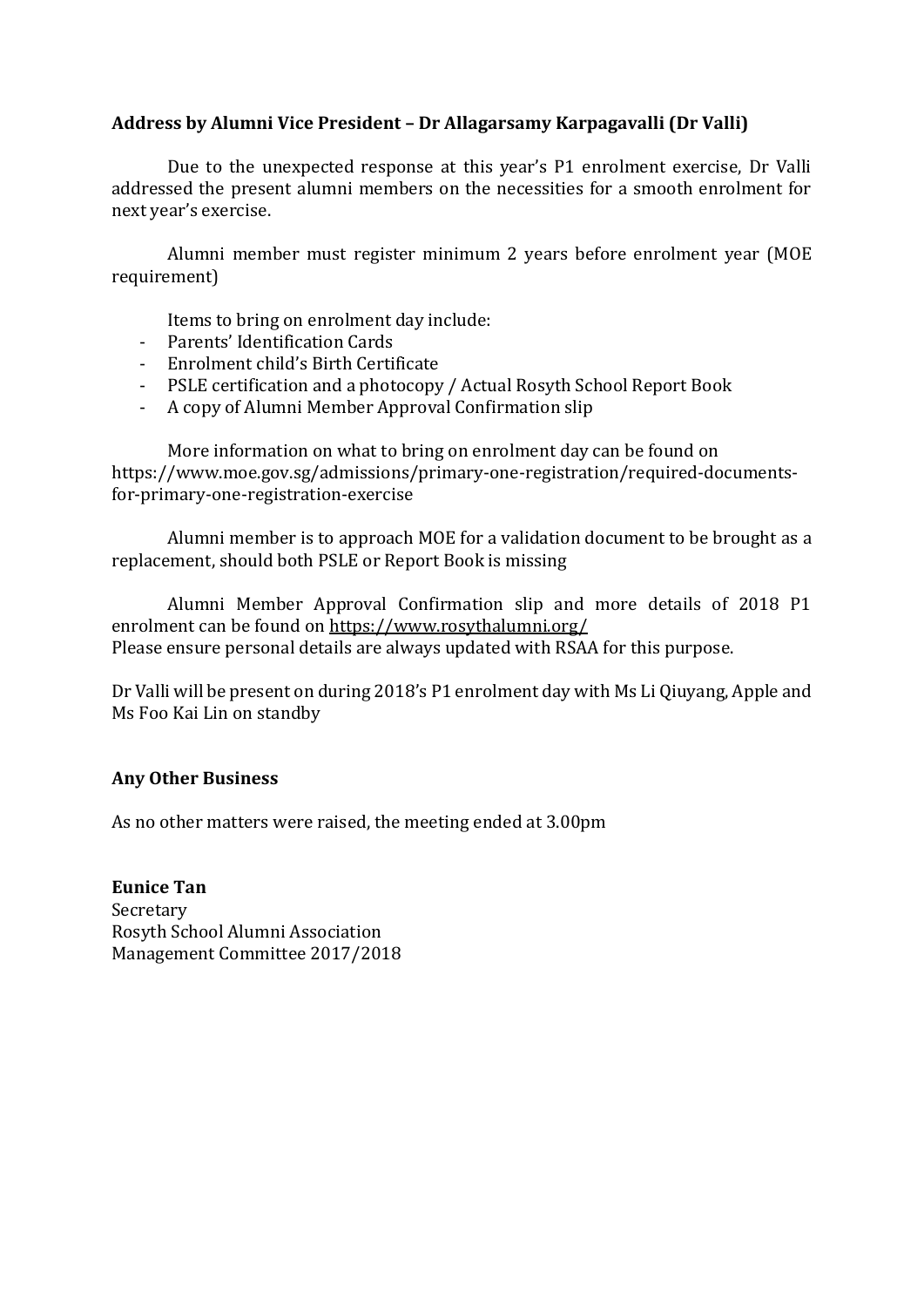**Address by Alumni Vice President – Dr Allagarsamy Karpagavalli (Dr Valli)**

Due to the unexpected response at this year's P1 enrolment exercise, Dr Valli addressed the present alumni members on the necessities for a smooth enrolment for next year's exercise.

Alumni member must register minimum 2 years before enrolment year (MOE requirement)

Items to bring on enrolment day include:

- Parents' Identification Cards
- Enrolment child's Birth Certificate
- PSLE certification and a photocopy / Actual Rosyth School Report Book
- A copy of Alumni Member Approval Confirmation slip

More information on what to bring on enrolment day can be found on https://www.moe.gov.sg/admissions/primary-one-registration/required-documents-for-primary-one-registration-exercise

Alumni member is to approach MOE for a validation document to be brought as a replacement, should both PSLE or Report Book is missing

Alumni Member Approval Confirmation slip and more details of 2018 P1 enrolment can be found on https://www.rosythalumni.org/
Please ensure personal details are always updated with RSAA for this purpose.

Dr Valli will be present on during 2018's P1 enrolment day with Ms Li Qiuyang, Apple and Ms Foo Kai Lin on standby

**Any Other Business**

As no other matters were raised, the meeting ended at 3.00pm

**Eunice Tan**
Secretary
Rosyth School Alumni Association
Management Committee 2017/2018